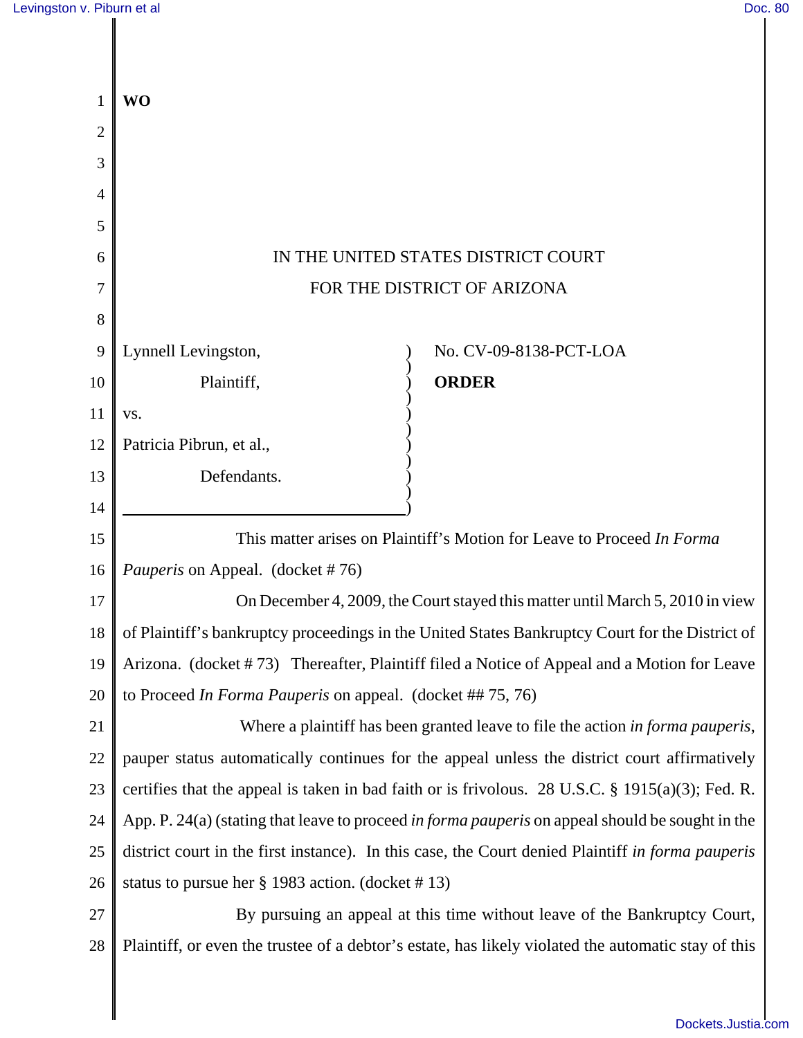**WO**

IN THE UNITED STATES DISTRICT COURT

FOR THE DISTRICT OF ARIZONA

Lynnell Levingston,

Plaintiff,

vs.

Patricia Pibrun, et al.,

Defendants.

No. CV-09-8138-PCT-LOA

**ORDER**

This matter arises on Plaintiff's Motion for Leave to Proceed *In Forma Pauperis* on Appeal. (docket # 76)

On December 4, 2009, the Court stayed this matter until March 5, 2010 in view of Plaintiff's bankruptcy proceedings in the United States Bankruptcy Court for the District of Arizona. (docket # 73) Thereafter, Plaintiff filed a Notice of Appeal and a Motion for Leave to Proceed *In Forma Pauperis* on appeal. (docket ## 75, 76)

Where a plaintiff has been granted leave to file the action *in forma pauperis*, pauper status automatically continues for the appeal unless the district court affirmatively certifies that the appeal is taken in bad faith or is frivolous. 28 U.S.C. § 1915(a)(3); Fed. R. App. P. 24(a) (stating that leave to proceed *in forma pauperis* on appeal should be sought in the district court in the first instance). In this case, the Court denied Plaintiff *in forma pauperis* status to pursue her § 1983 action. (docket # 13)

By pursuing an appeal at this time without leave of the Bankruptcy Court, Plaintiff, or even the trustee of a debtor's estate, has likely violated the automatic stay of this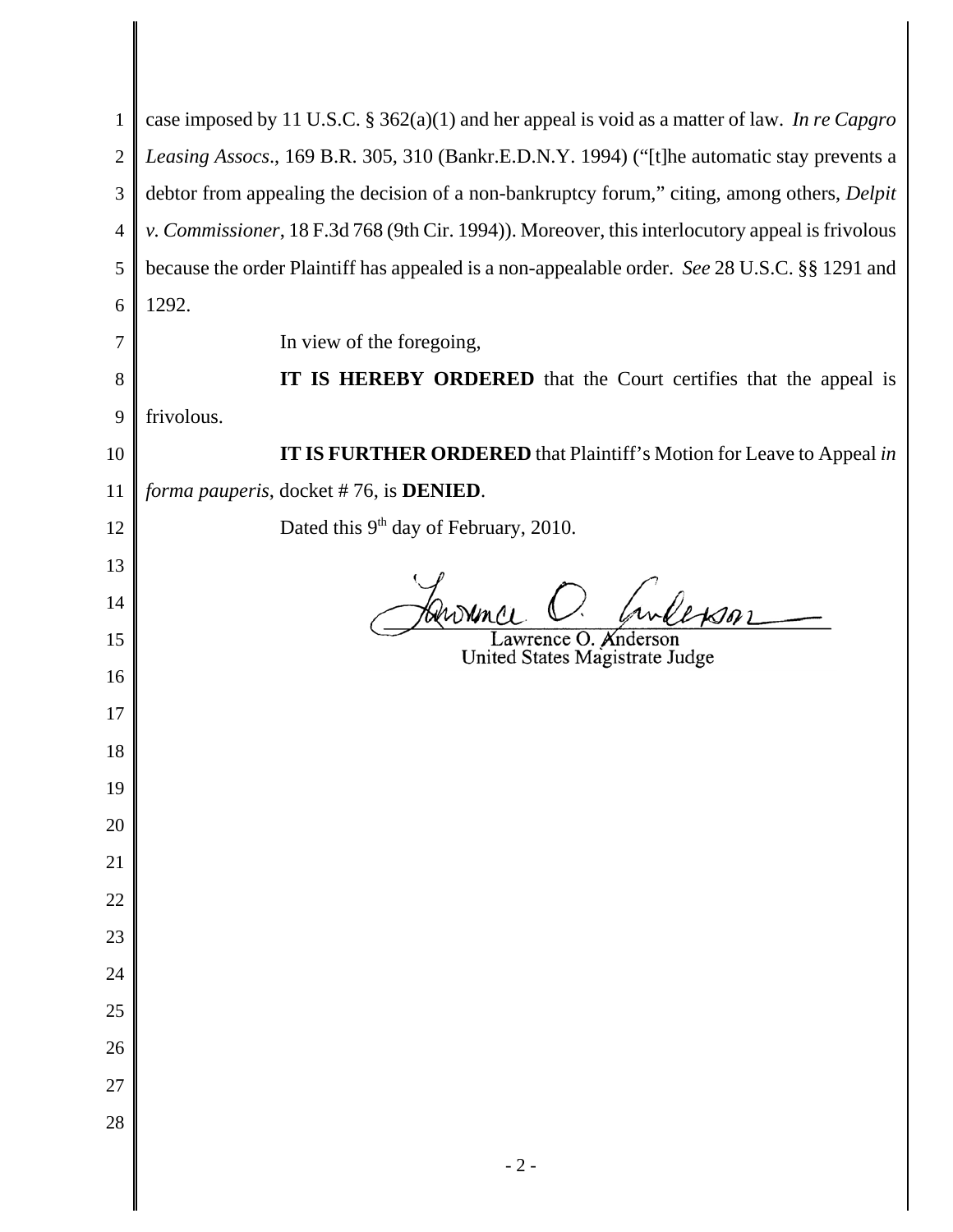case imposed by 11 U.S.C. § 362(a)(1) and her appeal is void as a matter of law. *In re Capgro Leasing Assocs*., 169 B.R. 305, 310 (Bankr.E.D.N.Y. 1994) ("[t]he automatic stay prevents a debtor from appealing the decision of a non-bankruptcy forum," citing, among others, *Delpit v. Commissioner*, 18 F.3d 768 (9th Cir. 1994)). Moreover, this interlocutory appeal is frivolous because the order Plaintiff has appealed is a non-appealable order. *See* 28 U.S.C. §§ 1291 and 1292.

In view of the foregoing,

**IT IS HEREBY ORDERED** that the Court certifies that the appeal is frivolous.

**IT IS FURTHER ORDERED** that Plaintiff's Motion for Leave to Appeal *in forma pauperis*, docket # 76, is **DENIED**.

Dated this 9th day of February, 2010.

Lawrence O. Anderson
United States Magistrate Judge